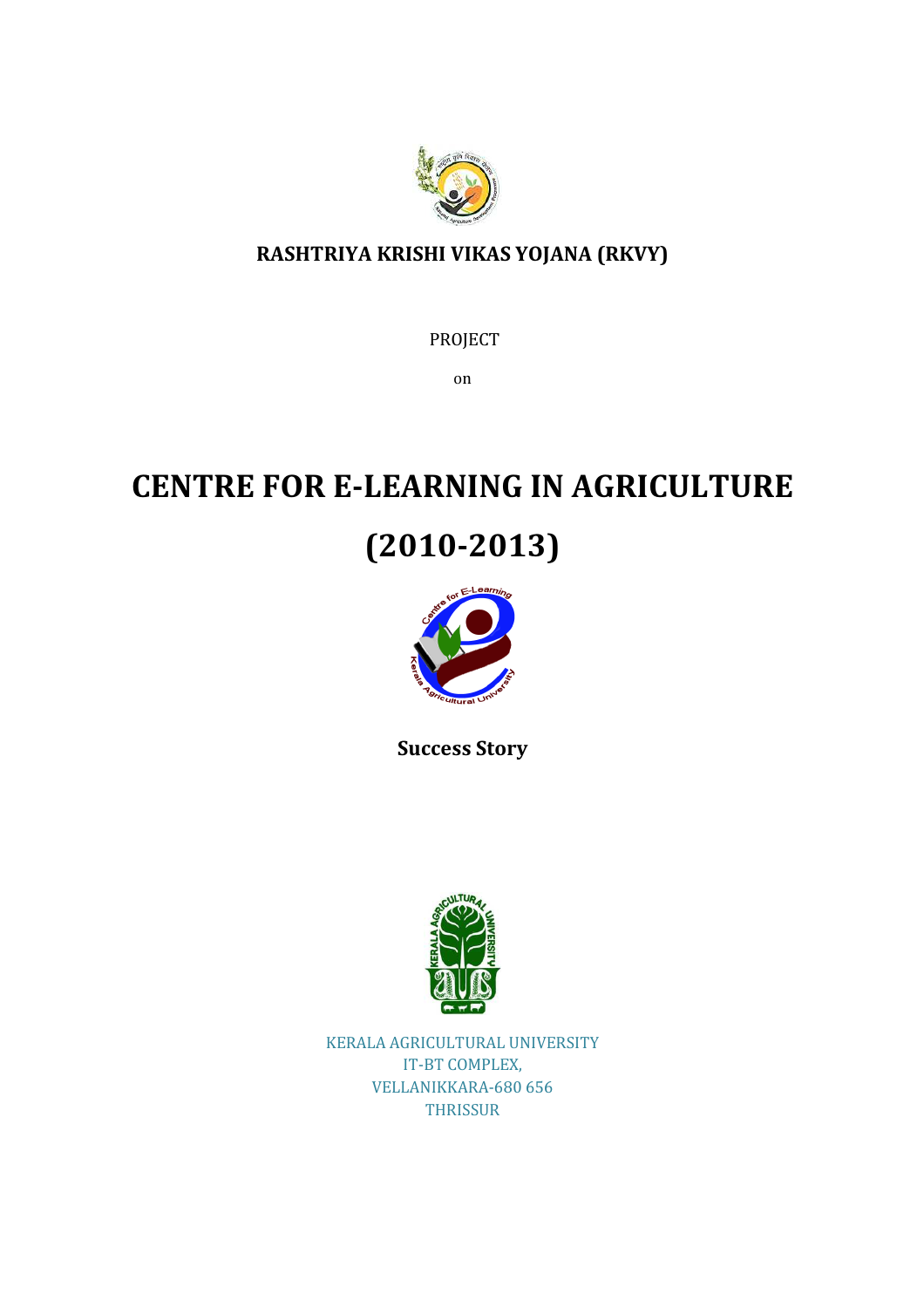**RASHTRIYA KRISHI VIKAS YOJANA (RKVY)**

PROJECT

on

# CENTRE FOR E-LEARNING IN AGRICULTURE

# (2010-2013)

**Success Story**

KERALA AGRICULTURAL UNIVERSITY
IT-BT COMPLEX,
VELLANIKKARA-680 656
THRISSUR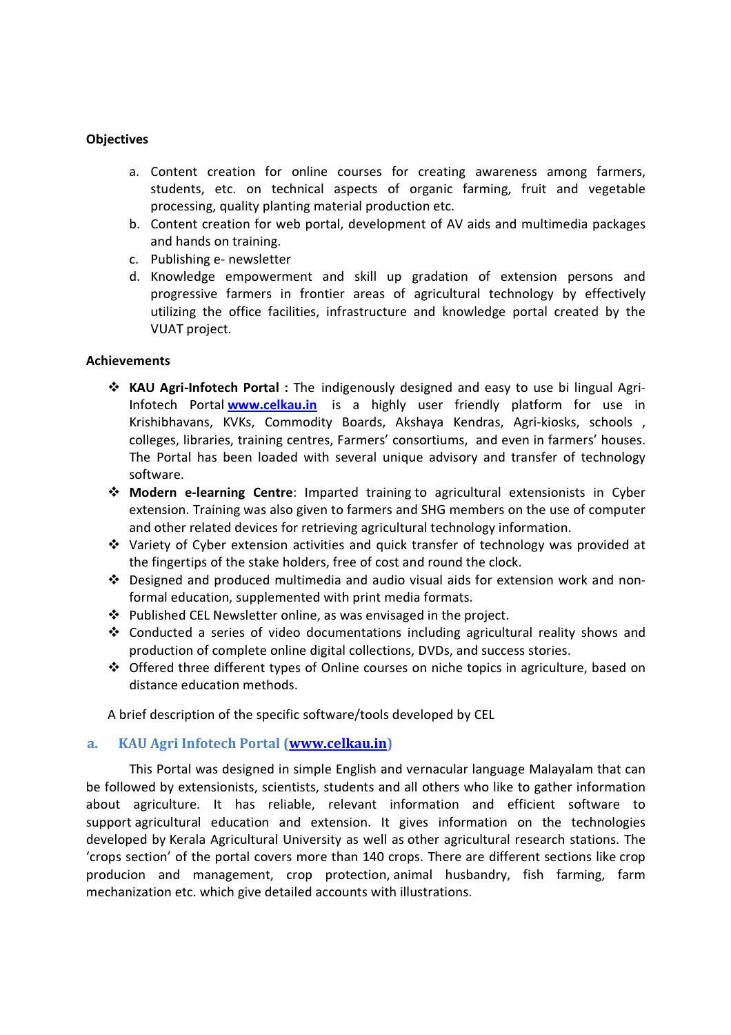**Objectives**

a. Content creation for online courses for creating awareness among farmers, students, etc. on technical aspects of organic farming, fruit and vegetable processing, quality planting material production etc.
b. Content creation for web portal, development of AV aids and multimedia packages and hands on training.
c. Publishing e- newsletter
d. Knowledge empowerment and skill up gradation of extension persons and progressive farmers in frontier areas of agricultural technology by effectively utilizing the office facilities, infrastructure and knowledge portal created by the VUAT project.

**Achievements**

- **KAU Agri-Infotech Portal :** The indigenously designed and easy to use bi lingual Agri-Infotech Portal **[www.celkau.in](http://www.celkau.in)** is a highly user friendly platform for use in Krishibhavans, KVKs, Commodity Boards, Akshaya Kendras, Agri-kiosks, schools , colleges, libraries, training centres, Farmers' consortiums, and even in farmers' houses. The Portal has been loaded with several unique advisory and transfer of technology software.
- **Modern e-learning Centre**: Imparted training to agricultural extensionists in Cyber extension. Training was also given to farmers and SHG members on the use of computer and other related devices for retrieving agricultural technology information.
- Variety of Cyber extension activities and quick transfer of technology was provided at the fingertips of the stake holders, free of cost and round the clock.
- Designed and produced multimedia and audio visual aids for extension work and non-formal education, supplemented with print media formats.
- Published CEL Newsletter online, as was envisaged in the project.
- Conducted a series of video documentations including agricultural reality shows and production of complete online digital collections, DVDs, and success stories.
- Offered three different types of Online courses on niche topics in agriculture, based on distance education methods.

A brief description of the specific software/tools developed by CEL

### a. KAU Agri Infotech Portal ([www.celkau.in](http://www.celkau.in))

This Portal was designed in simple English and vernacular language Malayalam that can be followed by extensionists, scientists, students and all others who like to gather information about agriculture. It has reliable, relevant information and efficient software to support agricultural education and extension. It gives information on the technologies developed by Kerala Agricultural University as well as other agricultural research stations. The 'crops section' of the portal covers more than 140 crops. There are different sections like crop producion and management, crop protection, animal husbandry, fish farming, farm mechanization etc. which give detailed accounts with illustrations.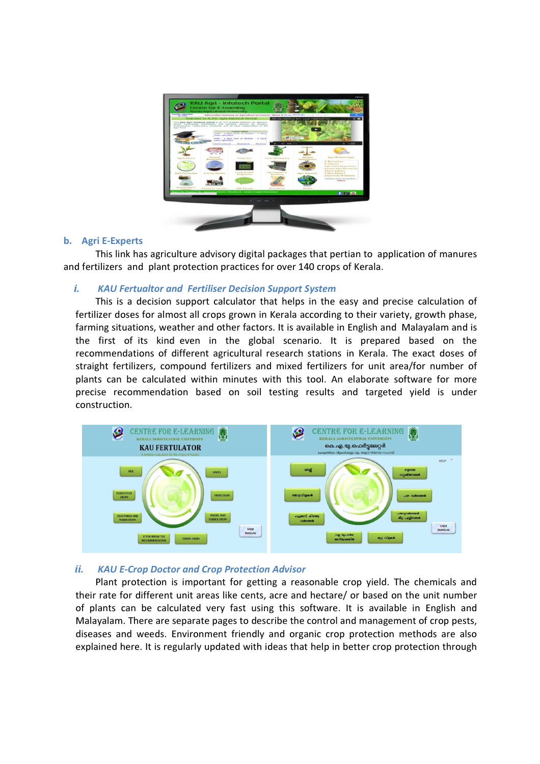**b. Agri E-Experts**

This link has agriculture advisory digital packages that pertian to application of manures and fertilizers and plant protection practices for over 140 crops of Kerala.

*i. KAU Fertualtor and Fertiliser Decision Support System*

This is a decision support calculator that helps in the easy and precise calculation of fertilizer doses for almost all crops grown in Kerala according to their variety, growth phase, farming situations, weather and other factors. It is available in English and Malayalam and is the first of its kind even in the global scenario. It is prepared based on the recommendations of different agricultural research stations in Kerala. The exact doses of straight fertilizers, compound fertilizers and mixed fertilizers for unit area/for number of plants can be calculated within minutes with this tool. An elaborate software for more precise recommendation based on soil testing results and targeted yield is under construction.

*ii. KAU E-Crop Doctor and Crop Protection Advisor*

Plant protection is important for getting a reasonable crop yield. The chemicals and their rate for different unit areas like cents, acre and hectare/ or based on the unit number of plants can be calculated very fast using this software. It is available in English and Malayalam. There are separate pages to describe the control and management of crop pests, diseases and weeds. Environment friendly and organic crop protection methods are also explained here. It is regularly updated with ideas that help in better crop protection through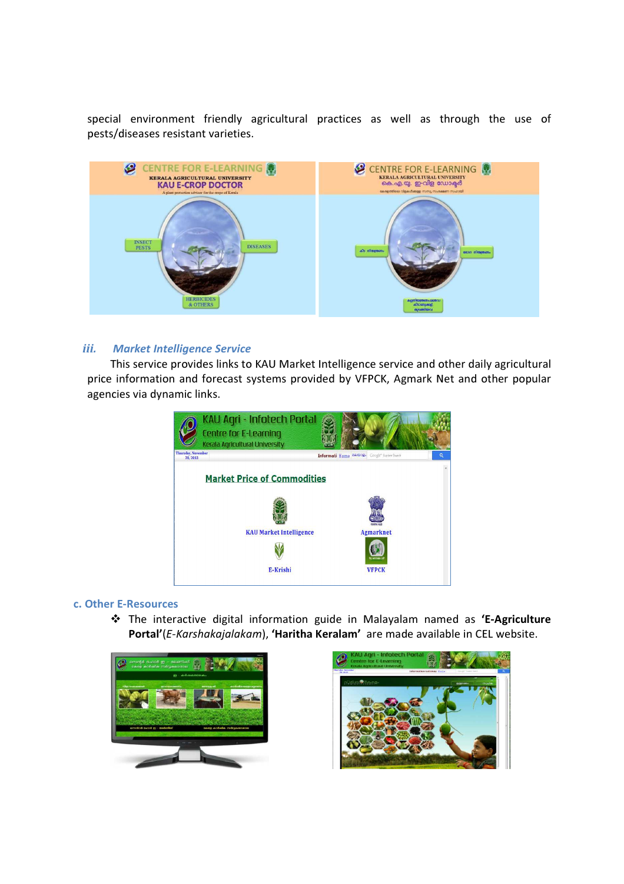special environment friendly agricultural practices as well as through the use of pests/diseases resistant varieties.

### *iii. Market Intelligence Service*

This service provides links to KAU Market Intelligence service and other daily agricultural price information and forecast systems provided by VFPCK, Agmark Net and other popular agencies via dynamic links.

### c. Other E-Resources

- The interactive digital information guide in Malayalam named as **'E-Agriculture Portal'**(*E-Karshakajalakam*), **'Haritha Keralam'** are made available in CEL website.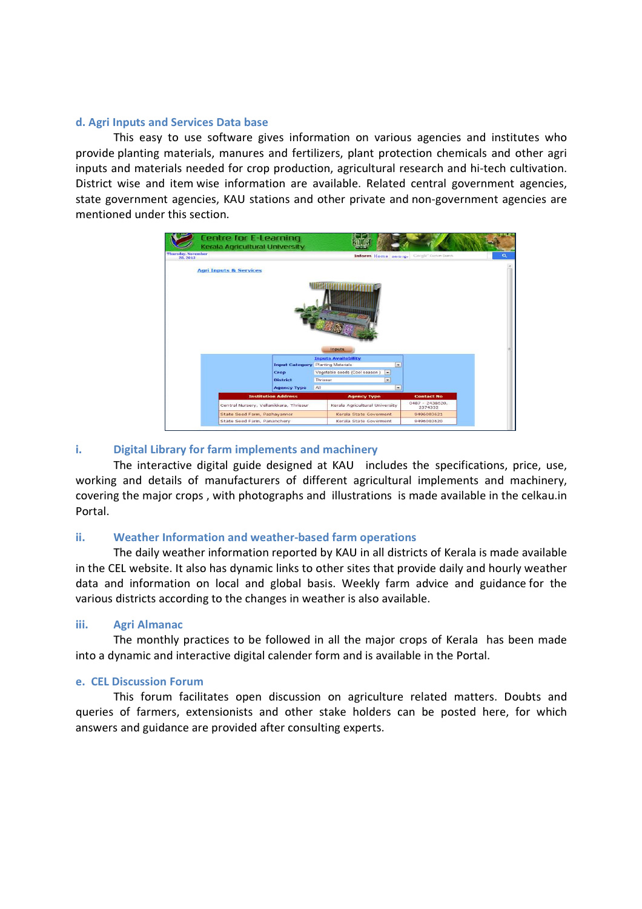### d. Agri Inputs and Services Data base

This easy to use software gives information on various agencies and institutes who provide planting materials, manures and fertilizers, plant protection chemicals and other agri inputs and materials needed for crop production, agricultural research and hi-tech cultivation. District wise and item wise information are available. Related central government agencies, state government agencies, KAU stations and other private and non-government agencies are mentioned under this section.

### i. Digital Library for farm implements and machinery

The interactive digital guide designed at KAU includes the specifications, price, use, working and details of manufacturers of different agricultural implements and machinery, covering the major crops , with photographs and illustrations is made available in the celkau.in Portal.

### ii. Weather Information and weather-based farm operations

The daily weather information reported by KAU in all districts of Kerala is made available in the CEL website. It also has dynamic links to other sites that provide daily and hourly weather data and information on local and global basis. Weekly farm advice and guidance for the various districts according to the changes in weather is also available.

### iii. Agri Almanac

The monthly practices to be followed in all the major crops of Kerala has been made into a dynamic and interactive digital calender form and is available in the Portal.

### e. CEL Discussion Forum

This forum facilitates open discussion on agriculture related matters. Doubts and queries of farmers, extensionists and other stake holders can be posted here, for which answers and guidance are provided after consulting experts.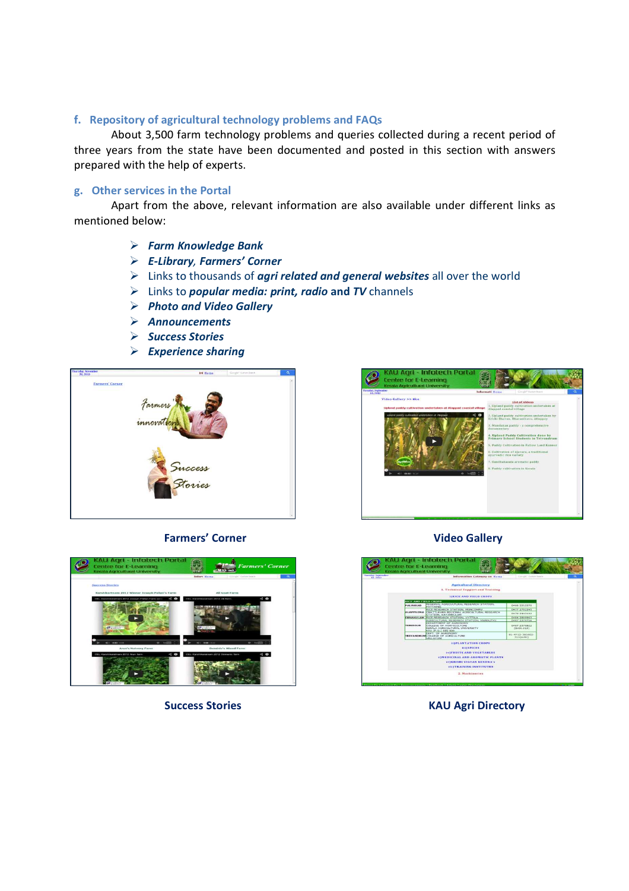## f. Repository of agricultural technology problems and FAQs

About 3,500 farm technology problems and queries collected during a recent period of three years from the state have been documented and posted in this section with answers prepared with the help of experts.

## g. Other services in the Portal

Apart from the above, relevant information are also available under different links as mentioned below:

- ***Farm Knowledge Bank***
- ***E-Library**, **Farmers' Corner***
- Links to thousands of ***agri related and general websites*** all over the world
- Links to ***popular media: print, radio* and *TV*** channels
- ***Photo and Video Gallery***
- ***Announcements***
- ***Success Stories***
- ***Experience sharing***

**Farmers' Corner**

**Video Gallery**

**Success Stories**

**KAU Agri Directory**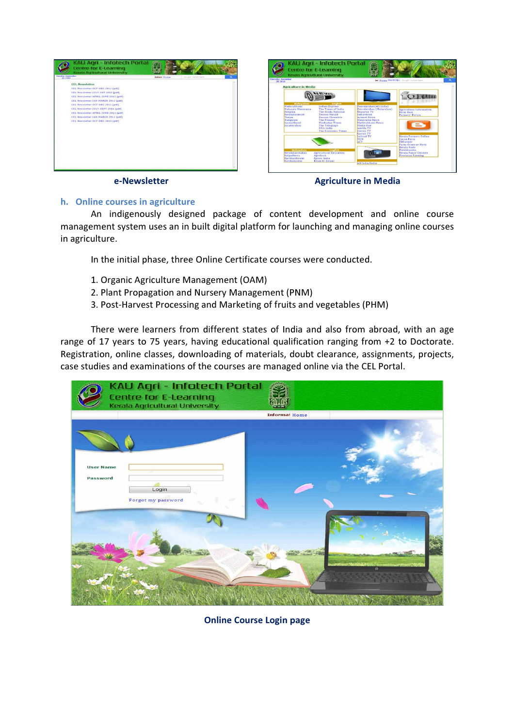e-Newsletter

Agriculture in Media

## h. Online courses in agriculture

An indigenously designed package of content development and online course management system uses an in built digital platform for launching and managing online courses in agriculture.

In the initial phase, three Online Certificate courses were conducted.

1. Organic Agriculture Management (OAM)
2. Plant Propagation and Nursery Management (PNM)
3. Post-Harvest Processing and Marketing of fruits and vegetables (PHM)

There were learners from different states of India and also from abroad, with an age range of 17 years to 75 years, having educational qualification ranging from +2 to Doctorate. Registration, online classes, downloading of materials, doubt clearance, assignments, projects, case studies and examinations of the courses are managed online via the CEL Portal.

Online Course Login page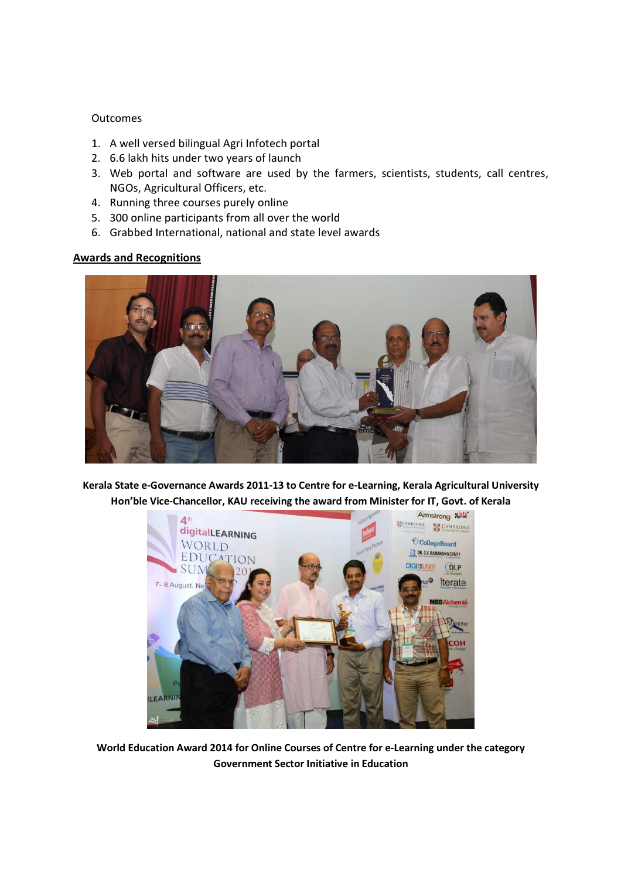Outcomes

1. A well versed bilingual Agri Infotech portal
2. 6.6 lakh hits under two years of launch
3. Web portal and software are used by the farmers, scientists, students, call centres, NGOs, Agricultural Officers, etc.
4. Running three courses purely online
5. 300 online participants from all over the world
6. Grabbed International, national and state level awards

## Awards and Recognitions

**Kerala State e-Governance Awards 2011-13 to Centre for e-Learning, Kerala Agricultural University Hon'ble Vice-Chancellor, KAU receiving the award from Minister for IT, Govt. of Kerala**

**World Education Award 2014 for Online Courses of Centre for e-Learning under the category Government Sector Initiative in Education**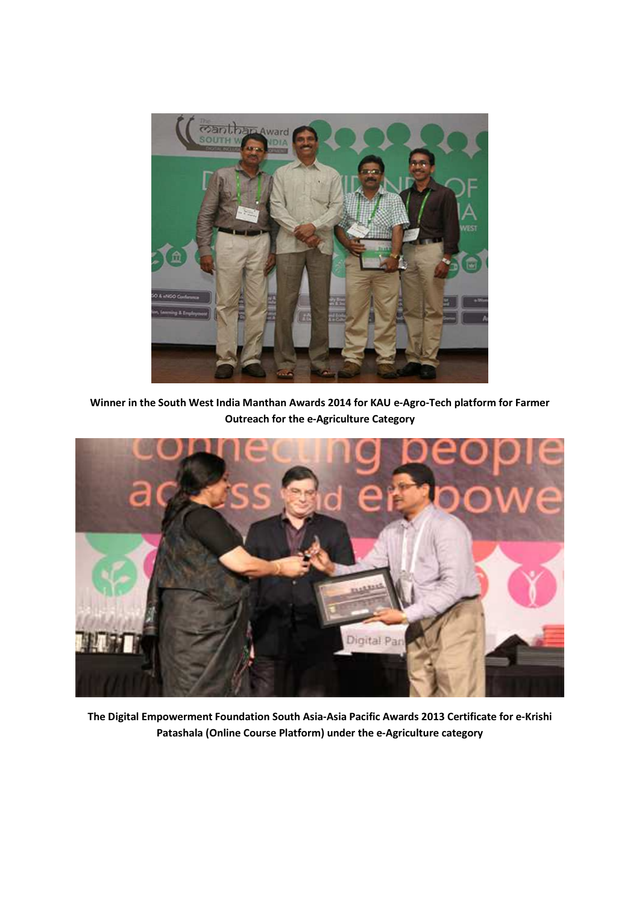**Winner in the South West India Manthan Awards 2014 for KAU e-Agro-Tech platform for Farmer Outreach for the e-Agriculture Category**

**The Digital Empowerment Foundation South Asia-Asia Pacific Awards 2013 Certificate for e-Krishi Patashala (Online Course Platform) under the e-Agriculture category**